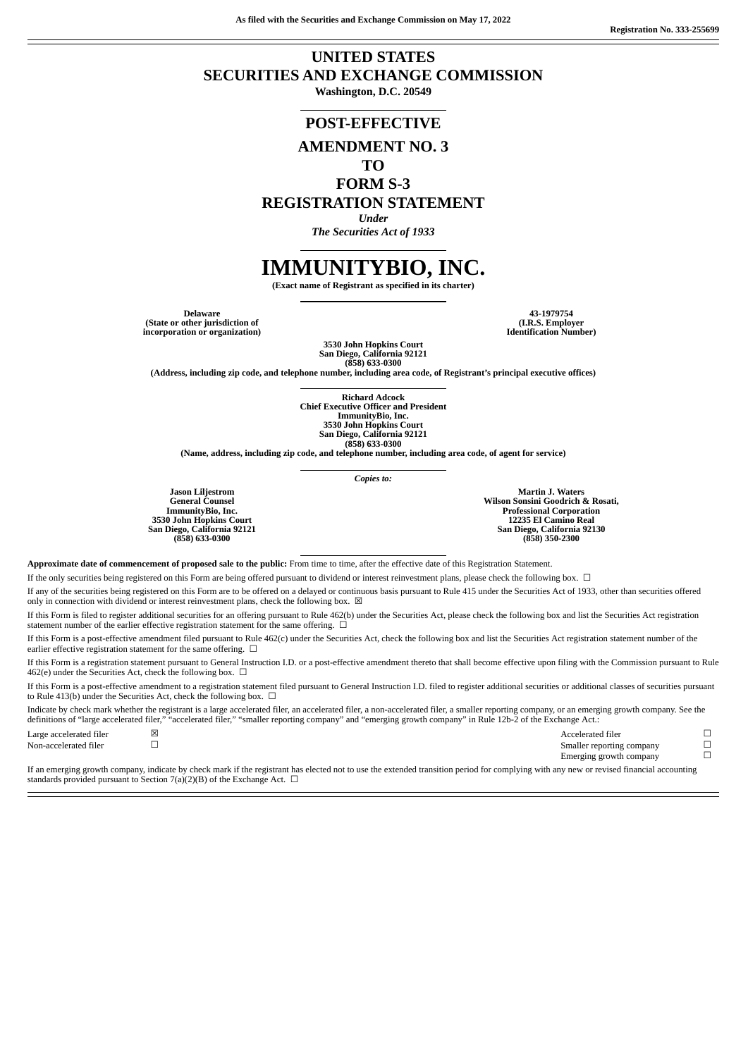As filed with the Securities and Exchange Commission on May 17, 2022

Registration No. 333-255699

# UNITED STATES
# SECURITIES AND EXCHANGE COMMISSION

**Washington, D.C. 20549**

## POST-EFFECTIVE AMENDMENT NO. 3 TO FORM S-3 REGISTRATION STATEMENT

*Under*
*The Securities Act of 1933*

# IMMUNITYBIO, INC.

**(Exact name of Registrant as specified in its charter)**

| **Delaware** | **43-1979754** |
|---|---|
| **(State or other jurisdiction of incorporation or organization)** | **(I.R.S. Employer Identification Number)** |

**3530 John Hopkins Court**
**San Diego, California 92121**
**(858) 633-0300**
**(Address, including zip code, and telephone number, including area code, of Registrant's principal executive offices)**

**Richard Adcock**
**Chief Executive Officer and President**
**ImmunityBio, Inc.**
**3530 John Hopkins Court**
**San Diego, California 92121**
**(858) 633-0300**
**(Name, address, including zip code, and telephone number, including area code, of agent for service)**

*Copies to:*

| **Jason Liljestrom** | **Martin J. Waters** |
|---|---|
| **General Counsel** | **Wilson Sonsini Goodrich & Rosati, Professional Corporation** |
| **ImmunityBio, Inc.** | **12235 El Camino Real** |
| **3530 John Hopkins Court** | **San Diego, California 92130** |
| **San Diego, California 92121** | **(858) 350-2300** |
| **(858) 633-0300** | |

**Approximate date of commencement of proposed sale to the public:** From time to time, after the effective date of this Registration Statement.

If the only securities being registered on this Form are being offered pursuant to dividend or interest reinvestment plans, please check the following box. ☐

If any of the securities being registered on this Form are to be offered on a delayed or continuous basis pursuant to Rule 415 under the Securities Act of 1933, other than securities offered only in connection with dividend or interest reinvestment plans, check the following box. ☒

If this Form is filed to register additional securities for an offering pursuant to Rule 462(b) under the Securities Act, please check the following box and list the Securities Act registration statement number of the earlier effective registration statement for the same offering. ☐

If this Form is a post-effective amendment filed pursuant to Rule 462(c) under the Securities Act, check the following box and list the Securities Act registration statement number of the earlier effective registration statement for the same offering. ☐

If this Form is a registration statement pursuant to General Instruction I.D. or a post-effective amendment thereto that shall become effective upon filing with the Commission pursuant to Rule 462(e) under the Securities Act, check the following box. ☐

If this Form is a post-effective amendment to a registration statement filed pursuant to General Instruction I.D. filed to register additional securities or additional classes of securities pursuant to Rule 413(b) under the Securities Act, check the following box. ☐

Indicate by check mark whether the registrant is a large accelerated filer, an accelerated filer, a non-accelerated filer, a smaller reporting company, or an emerging growth company. See the definitions of "large accelerated filer," "accelerated filer," "smaller reporting company" and "emerging growth company" in Rule 12b-2 of the Exchange Act.:

| | | | |
|---|---|---|---|
| Large accelerated filer | ☒ | Accelerated filer | ☐ |
| Non-accelerated filer | ☐ | Smaller reporting company | ☐ |
| | | Emerging growth company | ☐ |

If an emerging growth company, indicate by check mark if the registrant has elected not to use the extended transition period for complying with any new or revised financial accounting standards provided pursuant to Section 7(a)(2)(B) of the Exchange Act. ☐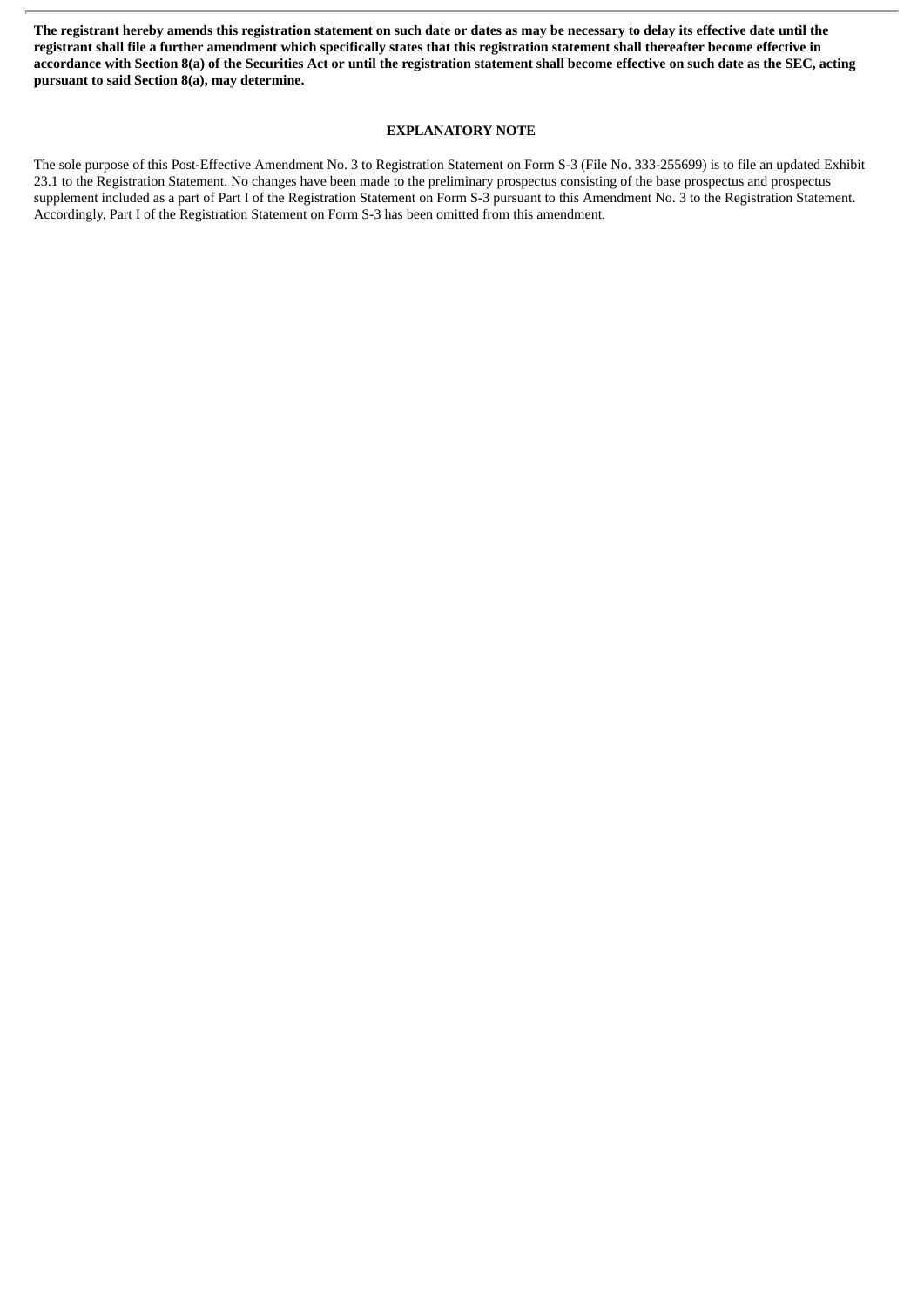**The registrant hereby amends this registration statement on such date or dates as may be necessary to delay its effective date until the registrant shall file a further amendment which specifically states that this registration statement shall thereafter become effective in accordance with Section 8(a) of the Securities Act or until the registration statement shall become effective on such date as the SEC, acting pursuant to said Section 8(a), may determine.**

## EXPLANATORY NOTE

The sole purpose of this Post-Effective Amendment No. 3 to Registration Statement on Form S-3 (File No. 333-255699) is to file an updated Exhibit 23.1 to the Registration Statement. No changes have been made to the preliminary prospectus consisting of the base prospectus and prospectus supplement included as a part of Part I of the Registration Statement on Form S-3 pursuant to this Amendment No. 3 to the Registration Statement. Accordingly, Part I of the Registration Statement on Form S-3 has been omitted from this amendment.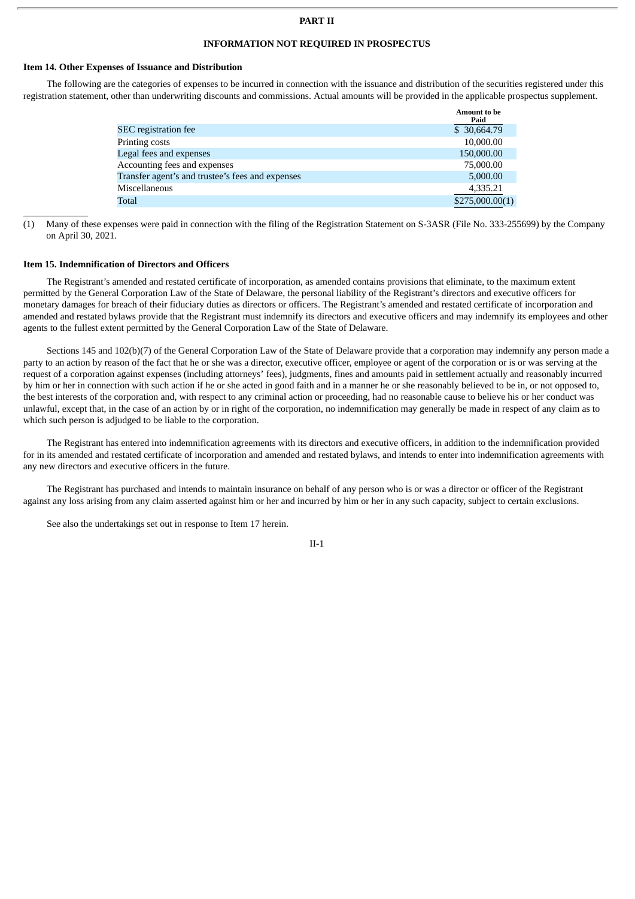# PART II

## INFORMATION NOT REQUIRED IN PROSPECTUS

### Item 14. Other Expenses of Issuance and Distribution

The following are the categories of expenses to be incurred in connection with the issuance and distribution of the securities registered under this registration statement, other than underwriting discounts and commissions. Actual amounts will be provided in the applicable prospectus supplement.

| | Amount to be Paid |
|---|---|
| SEC registration fee | $ 30,664.79 |
| Printing costs | 10,000.00 |
| Legal fees and expenses | 150,000.00 |
| Accounting fees and expenses | 75,000.00 |
| Transfer agent's and trustee's fees and expenses | 5,000.00 |
| Miscellaneous | 4,335.21 |
| Total | $275,000.00(1) |

(1) Many of these expenses were paid in connection with the filing of the Registration Statement on S-3ASR (File No. 333-255699) by the Company on April 30, 2021.

### Item 15. Indemnification of Directors and Officers

The Registrant's amended and restated certificate of incorporation, as amended contains provisions that eliminate, to the maximum extent permitted by the General Corporation Law of the State of Delaware, the personal liability of the Registrant's directors and executive officers for monetary damages for breach of their fiduciary duties as directors or officers. The Registrant's amended and restated certificate of incorporation and amended and restated bylaws provide that the Registrant must indemnify its directors and executive officers and may indemnify its employees and other agents to the fullest extent permitted by the General Corporation Law of the State of Delaware.

Sections 145 and 102(b)(7) of the General Corporation Law of the State of Delaware provide that a corporation may indemnify any person made a party to an action by reason of the fact that he or she was a director, executive officer, employee or agent of the corporation or is or was serving at the request of a corporation against expenses (including attorneys' fees), judgments, fines and amounts paid in settlement actually and reasonably incurred by him or her in connection with such action if he or she acted in good faith and in a manner he or she reasonably believed to be in, or not opposed to, the best interests of the corporation and, with respect to any criminal action or proceeding, had no reasonable cause to believe his or her conduct was unlawful, except that, in the case of an action by or in right of the corporation, no indemnification may generally be made in respect of any claim as to which such person is adjudged to be liable to the corporation.

The Registrant has entered into indemnification agreements with its directors and executive officers, in addition to the indemnification provided for in its amended and restated certificate of incorporation and amended and restated bylaws, and intends to enter into indemnification agreements with any new directors and executive officers in the future.

The Registrant has purchased and intends to maintain insurance on behalf of any person who is or was a director or officer of the Registrant against any loss arising from any claim asserted against him or her and incurred by him or her in any such capacity, subject to certain exclusions.

See also the undertakings set out in response to Item 17 herein.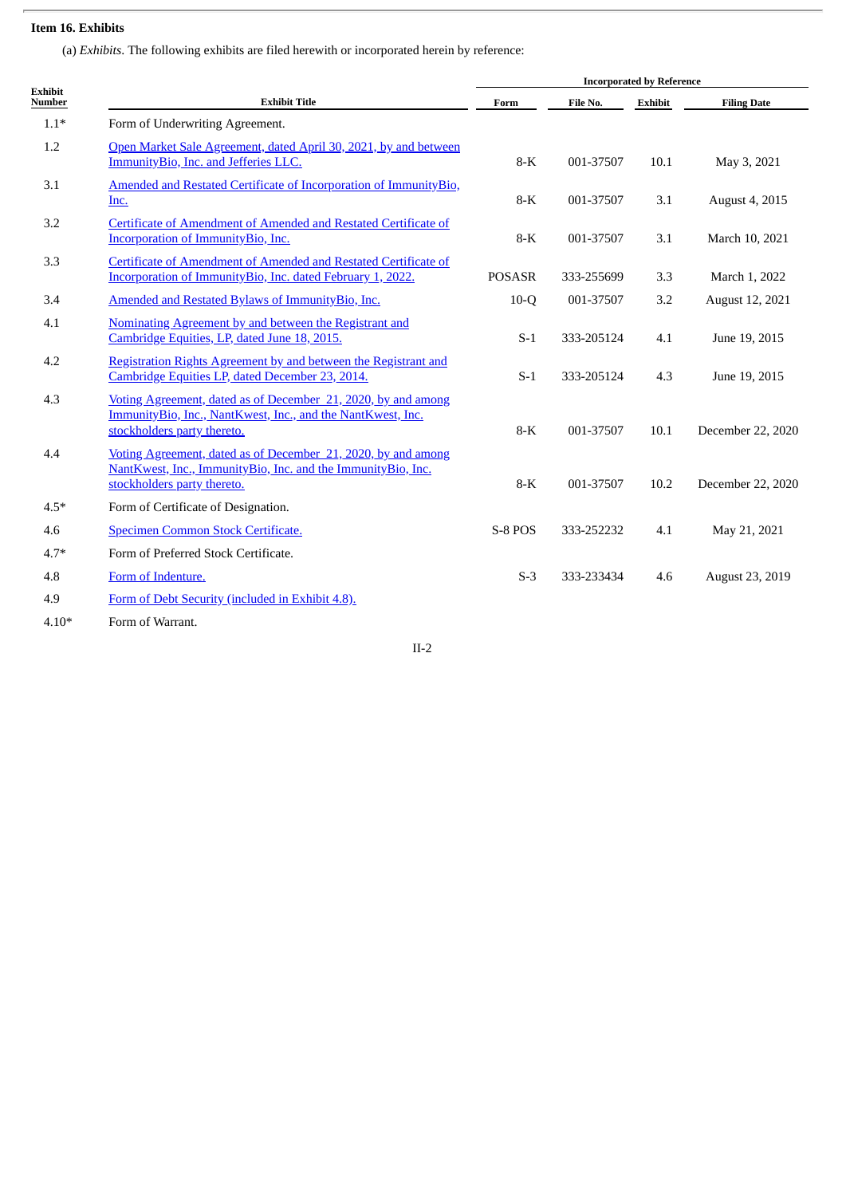### Item 16. Exhibits

(a) *Exhibits*. The following exhibits are filed herewith or incorporated herein by reference:

| Exhibit Number | Exhibit Title | Incorporated by Reference | | | |
|---|---|---|---|---|---|
| | | Form | File No. | Exhibit | Filing Date |
| 1.1* | Form of Underwriting Agreement. | | | | |
| 1.2 | Open Market Sale Agreement, dated April 30, 2021, by and between ImmunityBio, Inc. and Jefferies LLC. | 8-K | 001-37507 | 10.1 | May 3, 2021 |
| 3.1 | Amended and Restated Certificate of Incorporation of ImmunityBio, Inc. | 8-K | 001-37507 | 3.1 | August 4, 2015 |
| 3.2 | Certificate of Amendment of Amended and Restated Certificate of Incorporation of ImmunityBio, Inc. | 8-K | 001-37507 | 3.1 | March 10, 2021 |
| 3.3 | Certificate of Amendment of Amended and Restated Certificate of Incorporation of ImmunityBio, Inc. dated February 1, 2022. | POSASR | 333-255699 | 3.3 | March 1, 2022 |
| 3.4 | Amended and Restated Bylaws of ImmunityBio, Inc. | 10-Q | 001-37507 | 3.2 | August 12, 2021 |
| 4.1 | Nominating Agreement by and between the Registrant and Cambridge Equities, LP, dated June 18, 2015. | S-1 | 333-205124 | 4.1 | June 19, 2015 |
| 4.2 | Registration Rights Agreement by and between the Registrant and Cambridge Equities LP, dated December 23, 2014. | S-1 | 333-205124 | 4.3 | June 19, 2015 |
| 4.3 | Voting Agreement, dated as of December 21, 2020, by and among ImmunityBio, Inc., NantKwest, Inc., and the NantKwest, Inc. stockholders party thereto. | 8-K | 001-37507 | 10.1 | December 22, 2020 |
| 4.4 | Voting Agreement, dated as of December 21, 2020, by and among NantKwest, Inc., ImmunityBio, Inc. and the ImmunityBio, Inc. stockholders party thereto. | 8-K | 001-37507 | 10.2 | December 22, 2020 |
| 4.5* | Form of Certificate of Designation. | | | | |
| 4.6 | Specimen Common Stock Certificate. | S-8 POS | 333-252232 | 4.1 | May 21, 2021 |
| 4.7* | Form of Preferred Stock Certificate. | | | | |
| 4.8 | Form of Indenture. | S-3 | 333-233434 | 4.6 | August 23, 2019 |
| 4.9 | Form of Debt Security (included in Exhibit 4.8). | | | | |
| 4.10* | Form of Warrant. | | | | |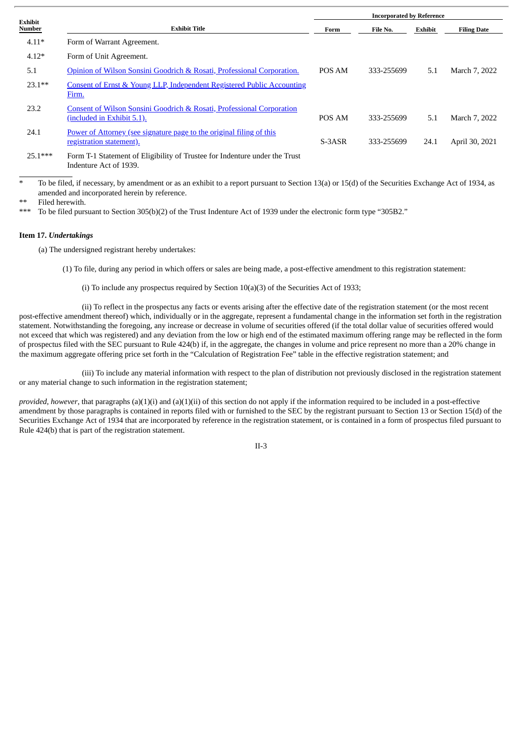| Exhibit Number | Exhibit Title | Incorporated by Reference | | | |
|---|---|---|---|---|---|
| | | Form | File No. | Exhibit | Filing Date |
| 4.11* | Form of Warrant Agreement. | | | | |
| 4.12* | Form of Unit Agreement. | | | | |
| 5.1 | Opinion of Wilson Sonsini Goodrich & Rosati, Professional Corporation. | POS AM | 333-255699 | 5.1 | March 7, 2022 |
| 23.1** | Consent of Ernst & Young LLP, Independent Registered Public Accounting Firm. | | | | |
| 23.2 | Consent of Wilson Sonsini Goodrich & Rosati, Professional Corporation (included in Exhibit 5.1). | POS AM | 333-255699 | 5.1 | March 7, 2022 |
| 24.1 | Power of Attorney (see signature page to the original filing of this registration statement). | S-3ASR | 333-255699 | 24.1 | April 30, 2021 |
| 25.1*** | Form T-1 Statement of Eligibility of Trustee for Indenture under the Trust Indenture Act of 1939. | | | | |

\* To be filed, if necessary, by amendment or as an exhibit to a report pursuant to Section 13(a) or 15(d) of the Securities Exchange Act of 1934, as amended and incorporated herein by reference.

\** Filed herewith.

\*** To be filed pursuant to Section 305(b)(2) of the Trust Indenture Act of 1939 under the electronic form type "305B2."

**Item 17.** ***Undertakings***

(a) The undersigned registrant hereby undertakes:

(1) To file, during any period in which offers or sales are being made, a post-effective amendment to this registration statement:

(i) To include any prospectus required by Section 10(a)(3) of the Securities Act of 1933;

(ii) To reflect in the prospectus any facts or events arising after the effective date of the registration statement (or the most recent post-effective amendment thereof) which, individually or in the aggregate, represent a fundamental change in the information set forth in the registration statement. Notwithstanding the foregoing, any increase or decrease in volume of securities offered (if the total dollar value of securities offered would not exceed that which was registered) and any deviation from the low or high end of the estimated maximum offering range may be reflected in the form of prospectus filed with the SEC pursuant to Rule 424(b) if, in the aggregate, the changes in volume and price represent no more than a 20% change in the maximum aggregate offering price set forth in the "Calculation of Registration Fee" table in the effective registration statement; and

(iii) To include any material information with respect to the plan of distribution not previously disclosed in the registration statement or any material change to such information in the registration statement;

*provided*, *however*, that paragraphs (a)(1)(i) and (a)(1)(ii) of this section do not apply if the information required to be included in a post-effective amendment by those paragraphs is contained in reports filed with or furnished to the SEC by the registrant pursuant to Section 13 or Section 15(d) of the Securities Exchange Act of 1934 that are incorporated by reference in the registration statement, or is contained in a form of prospectus filed pursuant to Rule 424(b) that is part of the registration statement.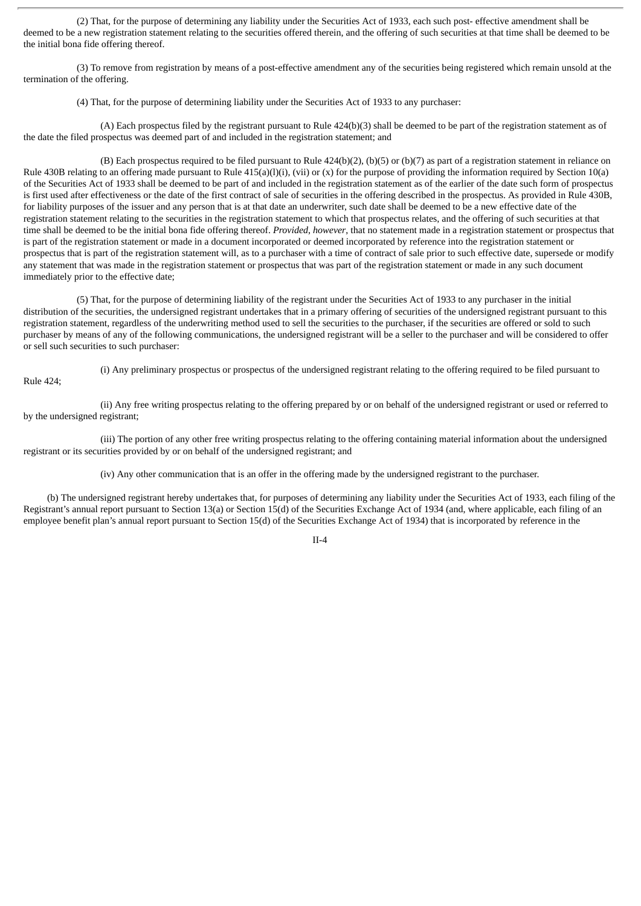(2) That, for the purpose of determining any liability under the Securities Act of 1933, each such post- effective amendment shall be deemed to be a new registration statement relating to the securities offered therein, and the offering of such securities at that time shall be deemed to be the initial bona fide offering thereof.

(3) To remove from registration by means of a post-effective amendment any of the securities being registered which remain unsold at the termination of the offering.

(4) That, for the purpose of determining liability under the Securities Act of 1933 to any purchaser:

(A) Each prospectus filed by the registrant pursuant to Rule 424(b)(3) shall be deemed to be part of the registration statement as of the date the filed prospectus was deemed part of and included in the registration statement; and

(B) Each prospectus required to be filed pursuant to Rule 424(b)(2), (b)(5) or (b)(7) as part of a registration statement in reliance on Rule 430B relating to an offering made pursuant to Rule 415(a)(l)(i), (vii) or (x) for the purpose of providing the information required by Section 10(a) of the Securities Act of 1933 shall be deemed to be part of and included in the registration statement as of the earlier of the date such form of prospectus is first used after effectiveness or the date of the first contract of sale of securities in the offering described in the prospectus. As provided in Rule 430B, for liability purposes of the issuer and any person that is at that date an underwriter, such date shall be deemed to be a new effective date of the registration statement relating to the securities in the registration statement to which that prospectus relates, and the offering of such securities at that time shall be deemed to be the initial bona fide offering thereof. *Provided*, *however*, that no statement made in a registration statement or prospectus that is part of the registration statement or made in a document incorporated or deemed incorporated by reference into the registration statement or prospectus that is part of the registration statement will, as to a purchaser with a time of contract of sale prior to such effective date, supersede or modify any statement that was made in the registration statement or prospectus that was part of the registration statement or made in any such document immediately prior to the effective date;

(5) That, for the purpose of determining liability of the registrant under the Securities Act of 1933 to any purchaser in the initial distribution of the securities, the undersigned registrant undertakes that in a primary offering of securities of the undersigned registrant pursuant to this registration statement, regardless of the underwriting method used to sell the securities to the purchaser, if the securities are offered or sold to such purchaser by means of any of the following communications, the undersigned registrant will be a seller to the purchaser and will be considered to offer or sell such securities to such purchaser:

(i) Any preliminary prospectus or prospectus of the undersigned registrant relating to the offering required to be filed pursuant to Rule 424;

(ii) Any free writing prospectus relating to the offering prepared by or on behalf of the undersigned registrant or used or referred to by the undersigned registrant;

(iii) The portion of any other free writing prospectus relating to the offering containing material information about the undersigned registrant or its securities provided by or on behalf of the undersigned registrant; and

(iv) Any other communication that is an offer in the offering made by the undersigned registrant to the purchaser.

(b) The undersigned registrant hereby undertakes that, for purposes of determining any liability under the Securities Act of 1933, each filing of the Registrant's annual report pursuant to Section 13(a) or Section 15(d) of the Securities Exchange Act of 1934 (and, where applicable, each filing of an employee benefit plan's annual report pursuant to Section 15(d) of the Securities Exchange Act of 1934) that is incorporated by reference in the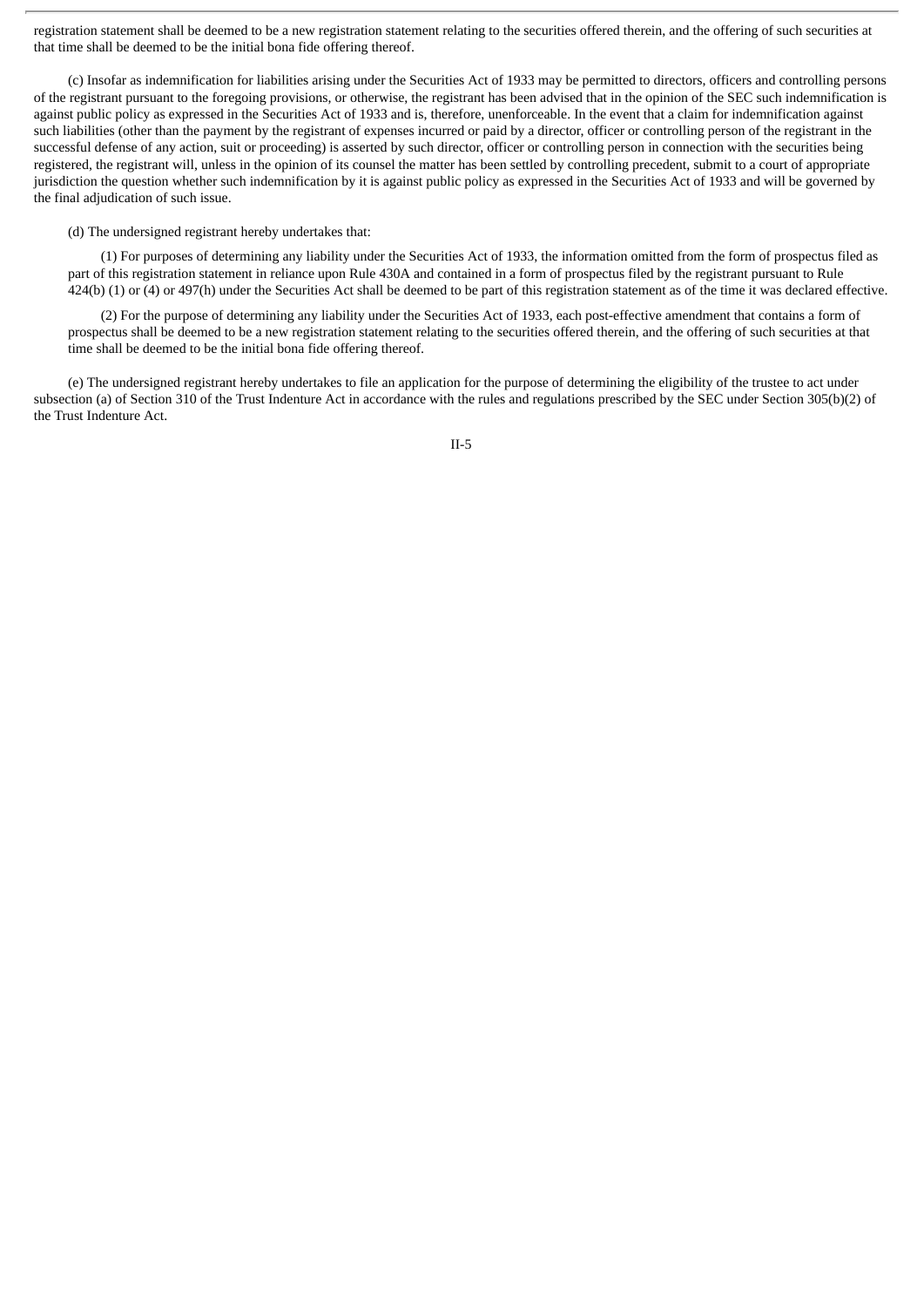registration statement shall be deemed to be a new registration statement relating to the securities offered therein, and the offering of such securities at that time shall be deemed to be the initial bona fide offering thereof.

(c) Insofar as indemnification for liabilities arising under the Securities Act of 1933 may be permitted to directors, officers and controlling persons of the registrant pursuant to the foregoing provisions, or otherwise, the registrant has been advised that in the opinion of the SEC such indemnification is against public policy as expressed in the Securities Act of 1933 and is, therefore, unenforceable. In the event that a claim for indemnification against such liabilities (other than the payment by the registrant of expenses incurred or paid by a director, officer or controlling person of the registrant in the successful defense of any action, suit or proceeding) is asserted by such director, officer or controlling person in connection with the securities being registered, the registrant will, unless in the opinion of its counsel the matter has been settled by controlling precedent, submit to a court of appropriate jurisdiction the question whether such indemnification by it is against public policy as expressed in the Securities Act of 1933 and will be governed by the final adjudication of such issue.

(d) The undersigned registrant hereby undertakes that:

(1) For purposes of determining any liability under the Securities Act of 1933, the information omitted from the form of prospectus filed as part of this registration statement in reliance upon Rule 430A and contained in a form of prospectus filed by the registrant pursuant to Rule 424(b) (1) or (4) or 497(h) under the Securities Act shall be deemed to be part of this registration statement as of the time it was declared effective.

(2) For the purpose of determining any liability under the Securities Act of 1933, each post-effective amendment that contains a form of prospectus shall be deemed to be a new registration statement relating to the securities offered therein, and the offering of such securities at that time shall be deemed to be the initial bona fide offering thereof.

(e) The undersigned registrant hereby undertakes to file an application for the purpose of determining the eligibility of the trustee to act under subsection (a) of Section 310 of the Trust Indenture Act in accordance with the rules and regulations prescribed by the SEC under Section 305(b)(2) of the Trust Indenture Act.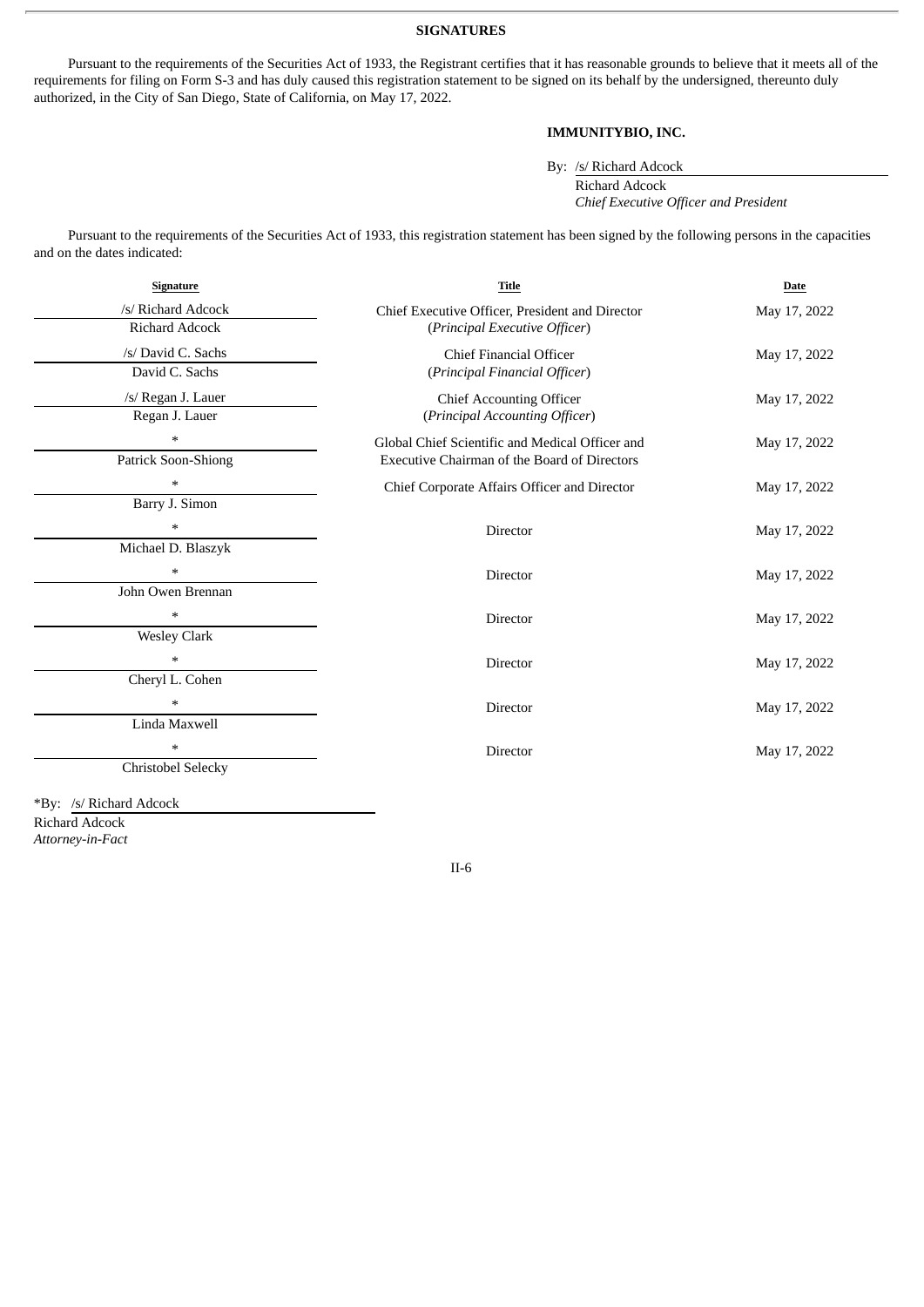## SIGNATURES

Pursuant to the requirements of the Securities Act of 1933, the Registrant certifies that it has reasonable grounds to believe that it meets all of the requirements for filing on Form S-3 and has duly caused this registration statement to be signed on its behalf by the undersigned, thereunto duly authorized, in the City of San Diego, State of California, on May 17, 2022.

**IMMUNITYBIO, INC.**

By: /s/ Richard Adcock
Richard Adcock
*Chief Executive Officer and President*

Pursuant to the requirements of the Securities Act of 1933, this registration statement has been signed by the following persons in the capacities and on the dates indicated:

| Signature | Title | Date |
|---|---|---|
| /s/ Richard Adcock<br>Richard Adcock | Chief Executive Officer, President and Director<br>(*Principal Executive Officer*) | May 17, 2022 |
| /s/ David C. Sachs<br>David C. Sachs | Chief Financial Officer<br>(*Principal Financial Officer*) | May 17, 2022 |
| /s/ Regan J. Lauer<br>Regan J. Lauer | Chief Accounting Officer<br>(*Principal Accounting Officer*) | May 17, 2022 |
| *<br>Patrick Soon-Shiong | Global Chief Scientific and Medical Officer and Executive Chairman of the Board of Directors | May 17, 2022 |
| *<br>Barry J. Simon | Chief Corporate Affairs Officer and Director | May 17, 2022 |
| *<br>Michael D. Blaszyk | Director | May 17, 2022 |
| *<br>John Owen Brennan | Director | May 17, 2022 |
| *<br>Wesley Clark | Director | May 17, 2022 |
| *<br>Cheryl L. Cohen | Director | May 17, 2022 |
| *<br>Linda Maxwell | Director | May 17, 2022 |
| *<br>Christobel Selecky | Director | May 17, 2022 |

*By: /s/ Richard Adcock
Richard Adcock
*Attorney-in-Fact*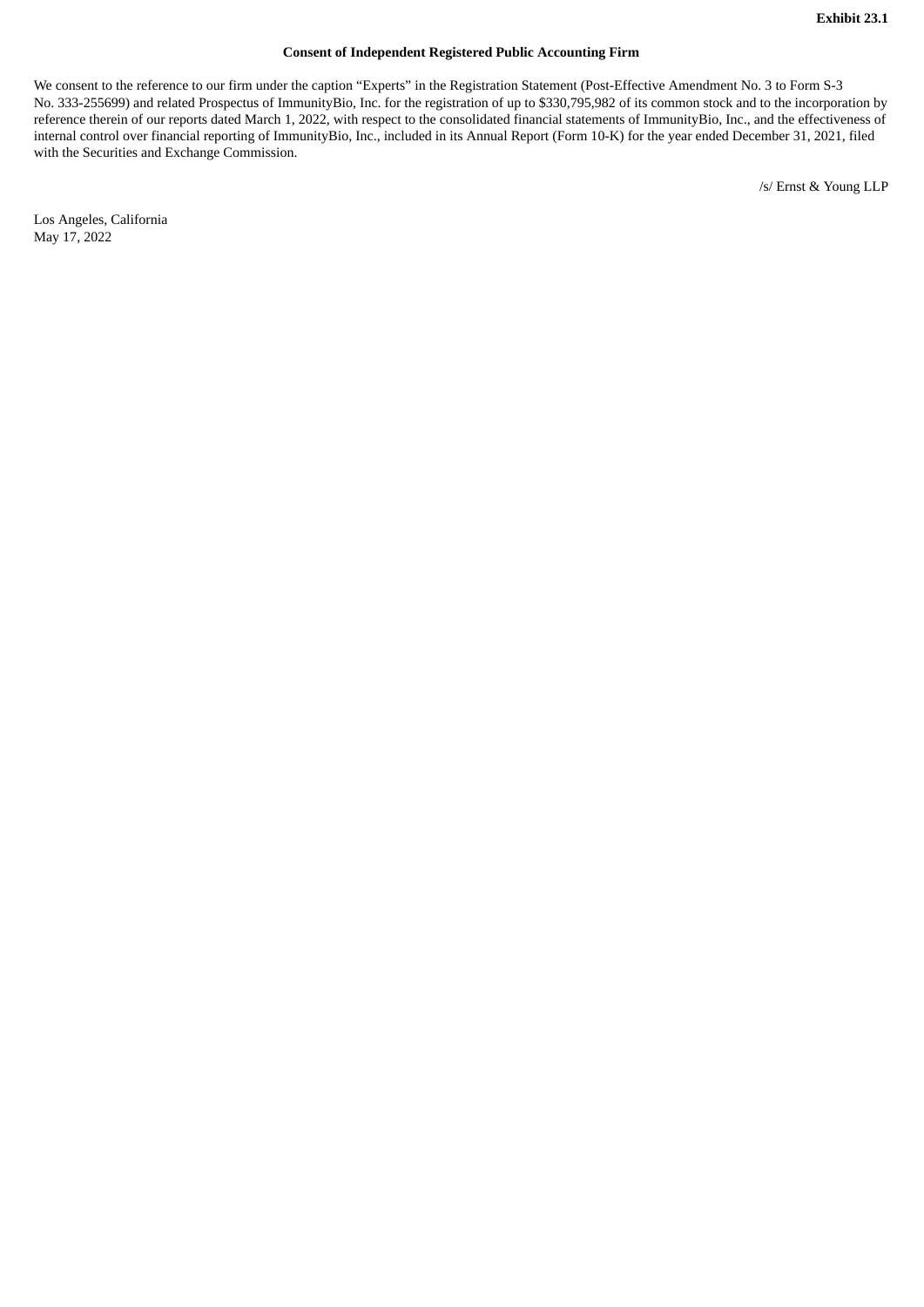**Exhibit 23.1**

**Consent of Independent Registered Public Accounting Firm**

We consent to the reference to our firm under the caption "Experts" in the Registration Statement (Post-Effective Amendment No. 3 to Form S-3 No. 333-255699) and related Prospectus of ImmunityBio, Inc. for the registration of up to $330,795,982 of its common stock and to the incorporation by reference therein of our reports dated March 1, 2022, with respect to the consolidated financial statements of ImmunityBio, Inc., and the effectiveness of internal control over financial reporting of ImmunityBio, Inc., included in its Annual Report (Form 10-K) for the year ended December 31, 2021, filed with the Securities and Exchange Commission.

/s/ Ernst & Young LLP

Los Angeles, California
May 17, 2022